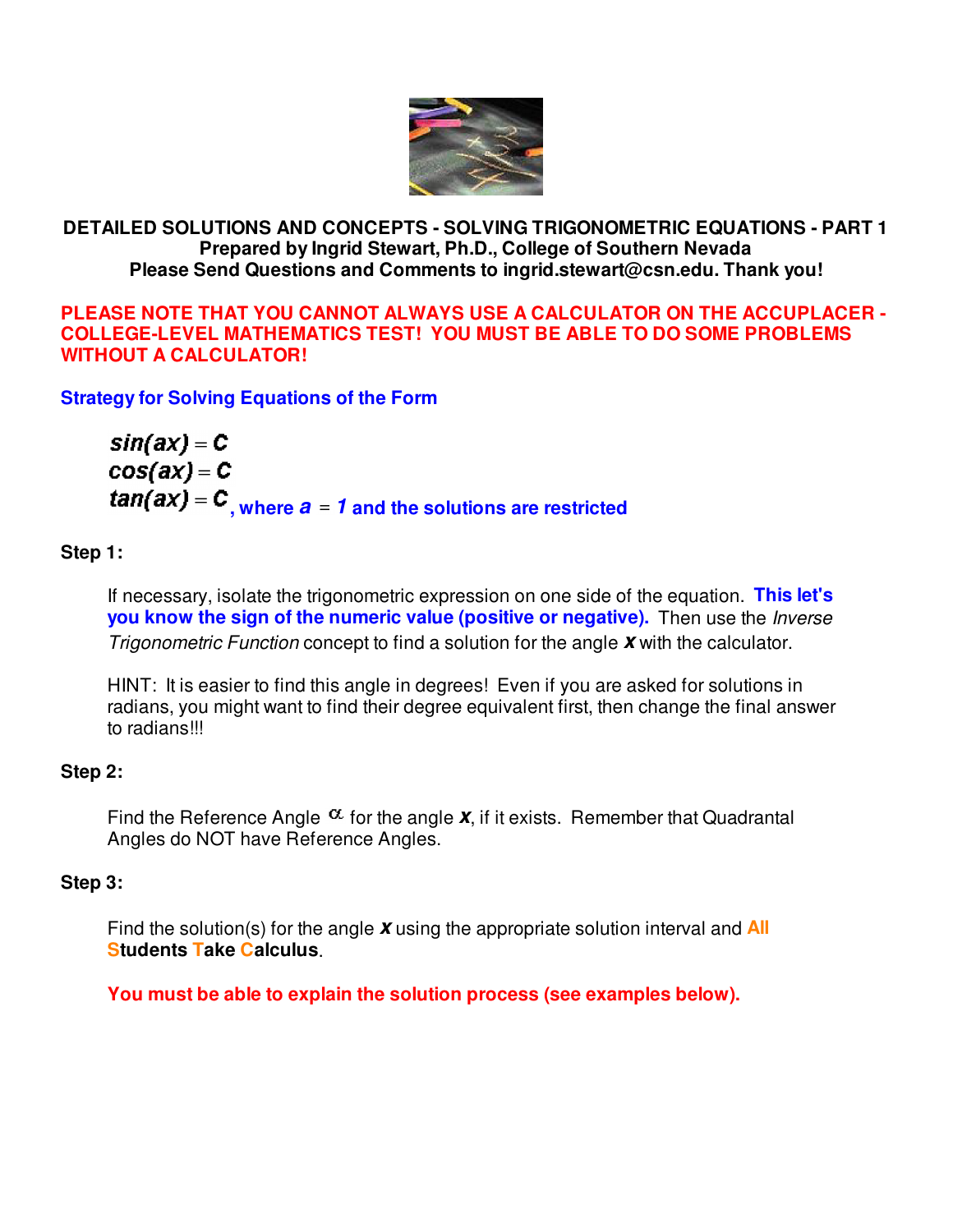**DETAILED SOLUTIONS AND CONCEPTS - SOLVING TRIGONOMETRIC EQUATIONS - PART 1**
**Prepared by Ingrid Stewart, Ph.D., College of Southern Nevada**
**Please Send Questions and Comments to ingrid.stewart@csn.edu. Thank you!**

**PLEASE NOTE THAT YOU CANNOT ALWAYS USE A CALCULATOR ON THE ACCUPLACER - COLLEGE-LEVEL MATHEMATICS TEST! YOU MUST BE ABLE TO DO SOME PROBLEMS WITHOUT A CALCULATOR!**

## Strategy for Solving Equations of the Form

$$sin(ax) = C$$
$$cos(ax) = C$$
$$tan(ax) = C$$

**, where $a = 1$ and the solutions are restricted**

**Step 1:**

If necessary, isolate the trigonometric expression on one side of the equation. **This let's you know the sign of the numeric value (positive or negative).** Then use the *Inverse Trigonometric Function* concept to find a solution for the angle $x$ with the calculator.

HINT: It is easier to find this angle in degrees! Even if you are asked for solutions in radians, you might want to find their degree equivalent first, then change the final answer to radians!!!

**Step 2:**

Find the Reference Angle $\alpha$ for the angle $x$, if it exists. Remember that Quadrantal Angles do NOT have Reference Angles.

**Step 3:**

Find the solution(s) for the angle $x$ using the appropriate solution interval and **All Students Take Calculus**.

**You must be able to explain the solution process (see examples below).**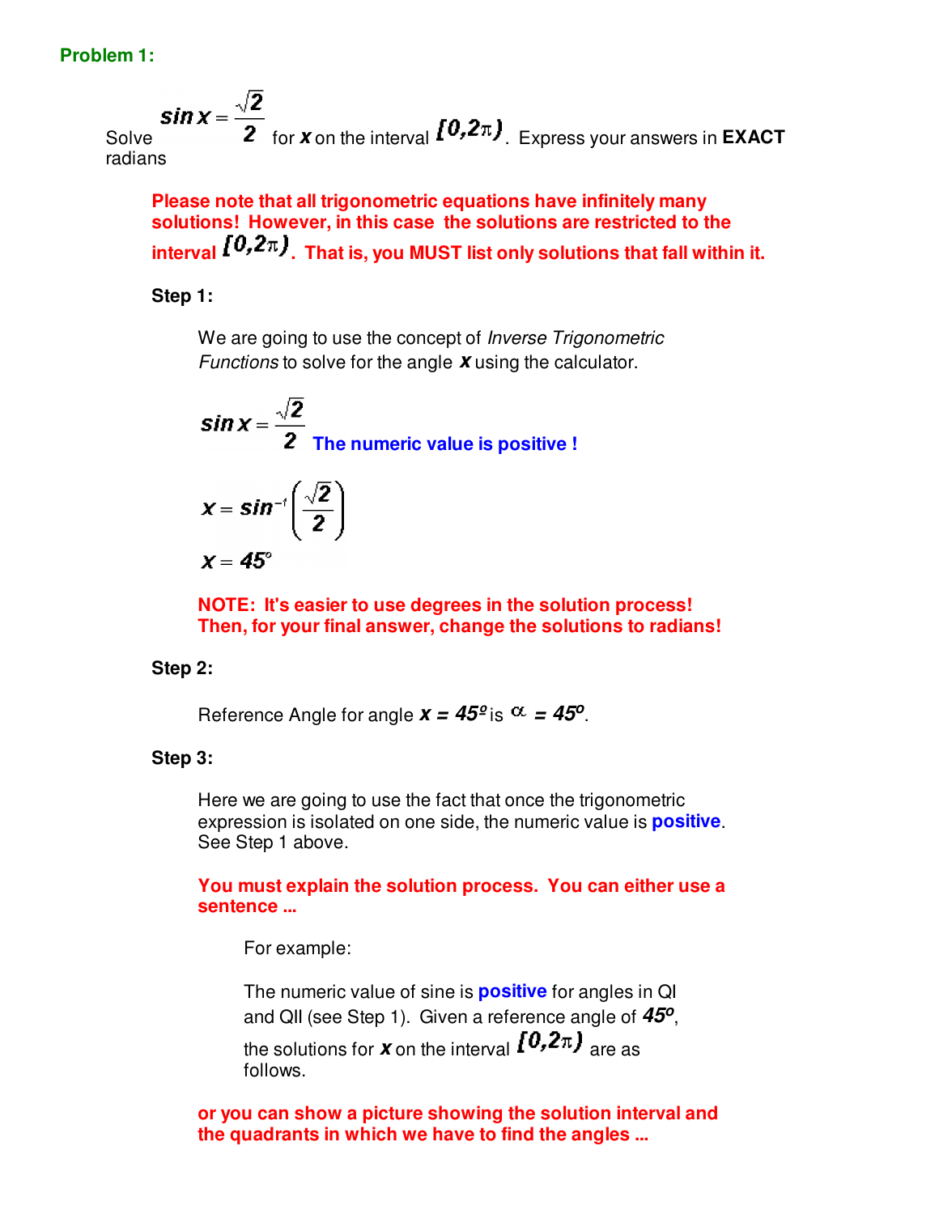**Problem 1:**

Solve $\sin x = \frac{\sqrt{2}}{2}$ for $x$ on the interval $[0, 2\pi)$. Express your answers in **EXACT** radians

**Please note that all trigonometric equations have infinitely many solutions! However, in this case the solutions are restricted to the interval $[0, 2\pi)$. That is, you MUST list only solutions that fall within it.**

**Step 1:**

We are going to use the concept of *Inverse Trigonometric Functions* to solve for the angle $x$ using the calculator.

$$\sin x = \frac{\sqrt{2}}{2}$$ **The numeric value is positive !**

$$x = \sin^{-1}\left(\frac{\sqrt{2}}{2}\right)$$

$$x = 45^\circ$$

**NOTE: It's easier to use degrees in the solution process! Then, for your final answer, change the solutions to radians!**

**Step 2:**

Reference Angle for angle $x = 45^\circ$ is $\alpha = 45^\circ$.

**Step 3:**

Here we are going to use the fact that once the trigonometric expression is isolated on one side, the numeric value is **positive**. See Step 1 above.

**You must explain the solution process. You can either use a sentence ...**

For example:

The numeric value of sine is **positive** for angles in QI and QII (see Step 1). Given a reference angle of $45^\circ$, the solutions for $x$ on the interval $[0, 2\pi)$ are as follows.

**or you can show a picture showing the solution interval and the quadrants in which we have to find the angles ...**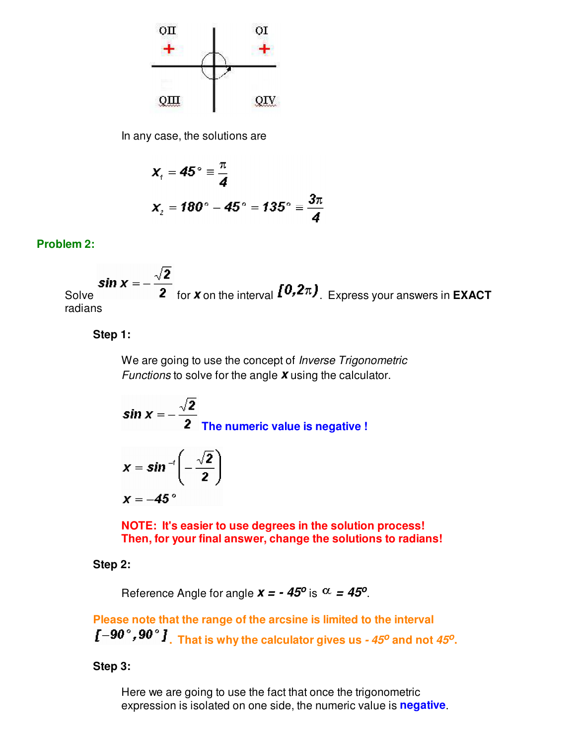QII + QI +

QIII QIV

In any case, the solutions are

$$x_1 = 45^\circ \equiv \frac{\pi}{4}$$

$$x_2 = 180^\circ - 45^\circ = 135^\circ \equiv \frac{3\pi}{4}$$

**Problem 2:**

Solve $\sin x = -\frac{\sqrt{2}}{2}$ for $x$ on the interval $[0, 2\pi)$. Express your answers in **EXACT** radians

**Step 1:**

We are going to use the concept of *Inverse Trigonometric Functions* to solve for the angle $x$ using the calculator.

$$\sin x = -\frac{\sqrt{2}}{2}$$ **The numeric value is negative !**

$$x = \sin^{-1}\left(-\frac{\sqrt{2}}{2}\right)$$

$$x = -45^\circ$$

**NOTE: It's easier to use degrees in the solution process! Then, for your final answer, change the solutions to radians!**

**Step 2:**

Reference Angle for angle $x = -45^\circ$ is $\alpha = 45^\circ$.

**Please note that the range of the arcsine is limited to the interval $[-90^\circ, 90^\circ]$. That is why the calculator gives us $-45^\circ$ and not $45^\circ$.**

**Step 3:**

Here we are going to use the fact that once the trigonometric expression is isolated on one side, the numeric value is **negative**.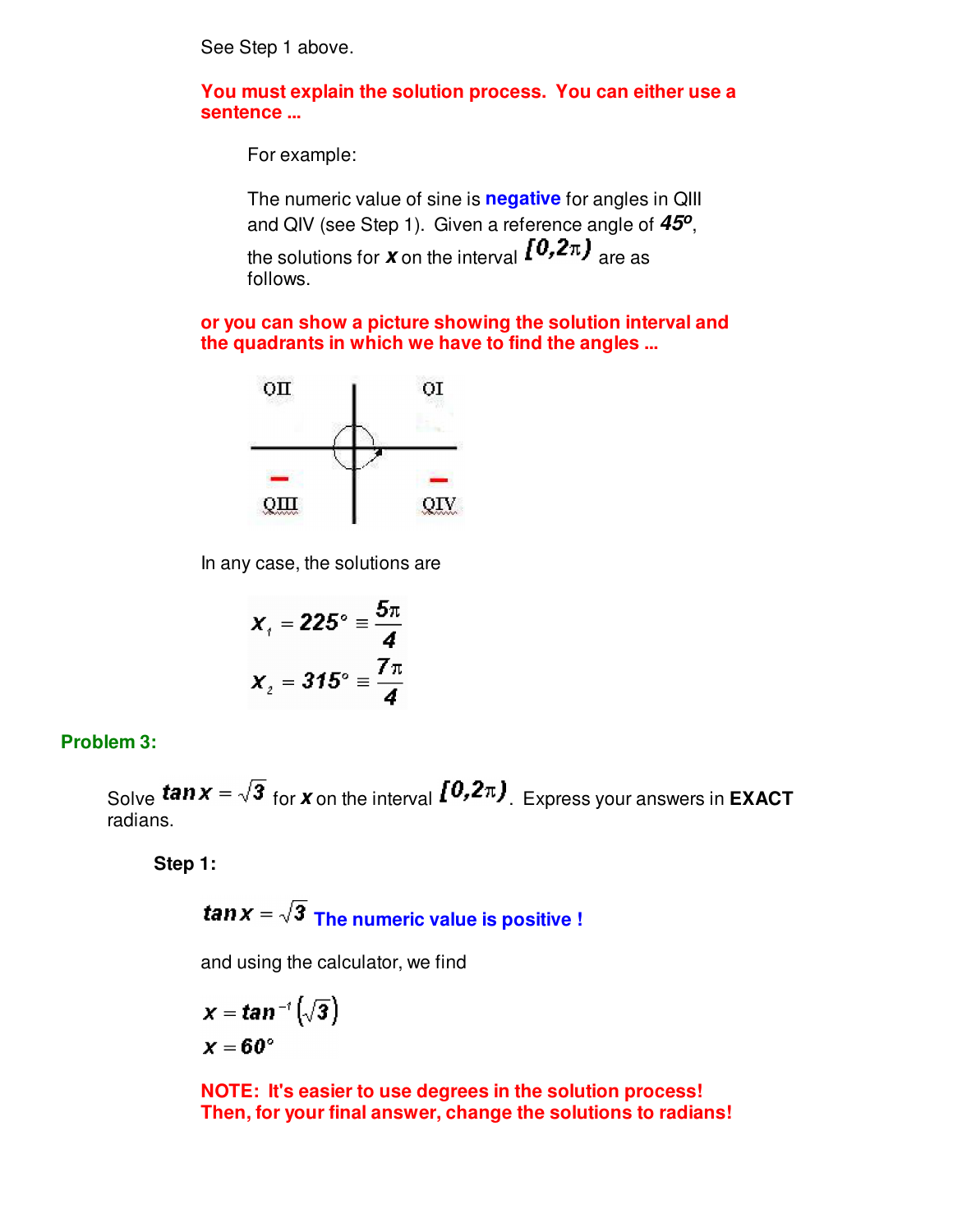See Step 1 above.

**You must explain the solution process. You can either use a sentence ...**

For example:

The numeric value of sine is **negative** for angles in QIII and QIV (see Step 1). Given a reference angle of $45^o$, the solutions for $x$ on the interval $[0,2\pi)$ are as follows.

**or you can show a picture showing the solution interval and the quadrants in which we have to find the angles ...**

QII QI

– –

QIII QIV

In any case, the solutions are

$$x_1 = 225^\circ \equiv \frac{5\pi}{4}$$

$$x_2 = 315^\circ \equiv \frac{7\pi}{4}$$

**Problem 3:**

Solve $\tan x = \sqrt{3}$ for $x$ on the interval $[0,2\pi)$. Express your answers in **EXACT** radians.

**Step 1:**

$\tan x = \sqrt{3}$ **The numeric value is positive !**

and using the calculator, we find

$$x = \tan^{-1}\left(\sqrt{3}\right)$$
$$x = 60^\circ$$

**NOTE: It's easier to use degrees in the solution process! Then, for your final answer, change the solutions to radians!**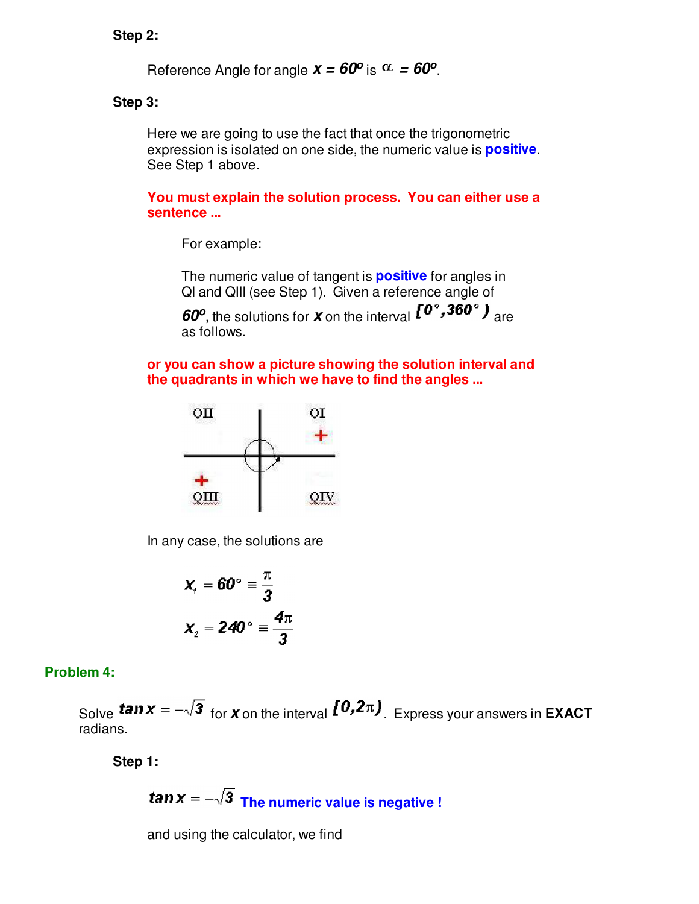**Step 2:**

Reference Angle for angle $x = 60^o$ is $\alpha = 60^o$.

**Step 3:**

Here we are going to use the fact that once the trigonometric expression is isolated on one side, the numeric value is **positive**. See Step 1 above.

**You must explain the solution process. You can either use a sentence ...**

For example:

The numeric value of tangent is **positive** for angles in QI and QIII (see Step 1). Given a reference angle of $60^o$, the solutions for $x$ on the interval $[0^\circ, 360^\circ)$ are as follows.

**or you can show a picture showing the solution interval and the quadrants in which we have to find the angles ...**

In any case, the solutions are

$$x_1 = 60^\circ \equiv \frac{\pi}{3}$$

$$x_2 = 240^\circ \equiv \frac{4\pi}{3}$$

**Problem 4:**

Solve $\tan x = -\sqrt{3}$ for $x$ on the interval $[0, 2\pi)$. Express your answers in **EXACT** radians.

**Step 1:**

$\tan x = -\sqrt{3}$ **The numeric value is negative !**

and using the calculator, we find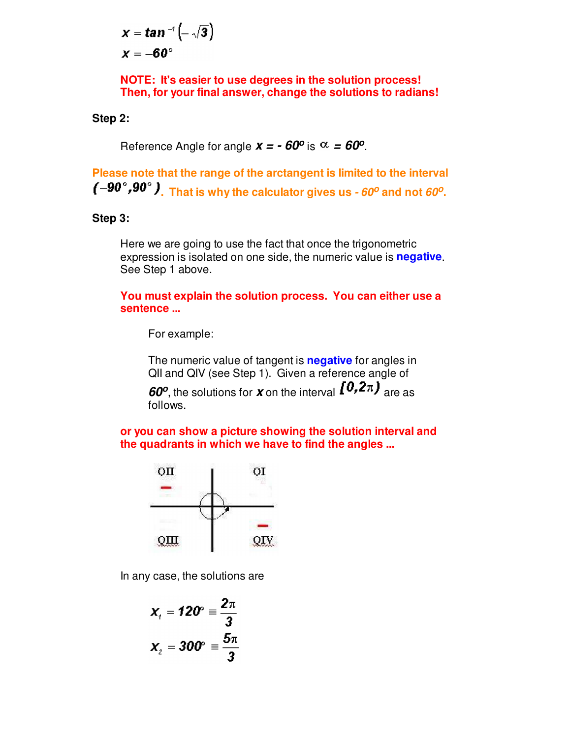$$x = \tan^{-1}\left(-\sqrt{3}\right)$$
$$x = -60^\circ$$

**NOTE: It's easier to use degrees in the solution process! Then, for your final answer, change the solutions to radians!**

**Step 2:**

Reference Angle for angle $x = -60^o$ is $\alpha = 60^o$.

**Please note that the range of the arctangent is limited to the interval $(-90^\circ, 90^\circ)$. That is why the calculator gives us $-60^o$ and not $60^o$.**

**Step 3:**

Here we are going to use the fact that once the trigonometric expression is isolated on one side, the numeric value is **negative**. See Step 1 above.

**You must explain the solution process. You can either use a sentence ...**

For example:

The numeric value of tangent is **negative** for angles in QII and QIV (see Step 1). Given a reference angle of $60^o$, the solutions for $x$ on the interval $[0, 2\pi)$ are as follows.

**or you can show a picture showing the solution interval and the quadrants in which we have to find the angles ...**

QII − | QI
QIII | QIV −

In any case, the solutions are

$$x_1 = 120^\circ \equiv \frac{2\pi}{3}$$

$$x_2 = 300^\circ \equiv \frac{5\pi}{3}$$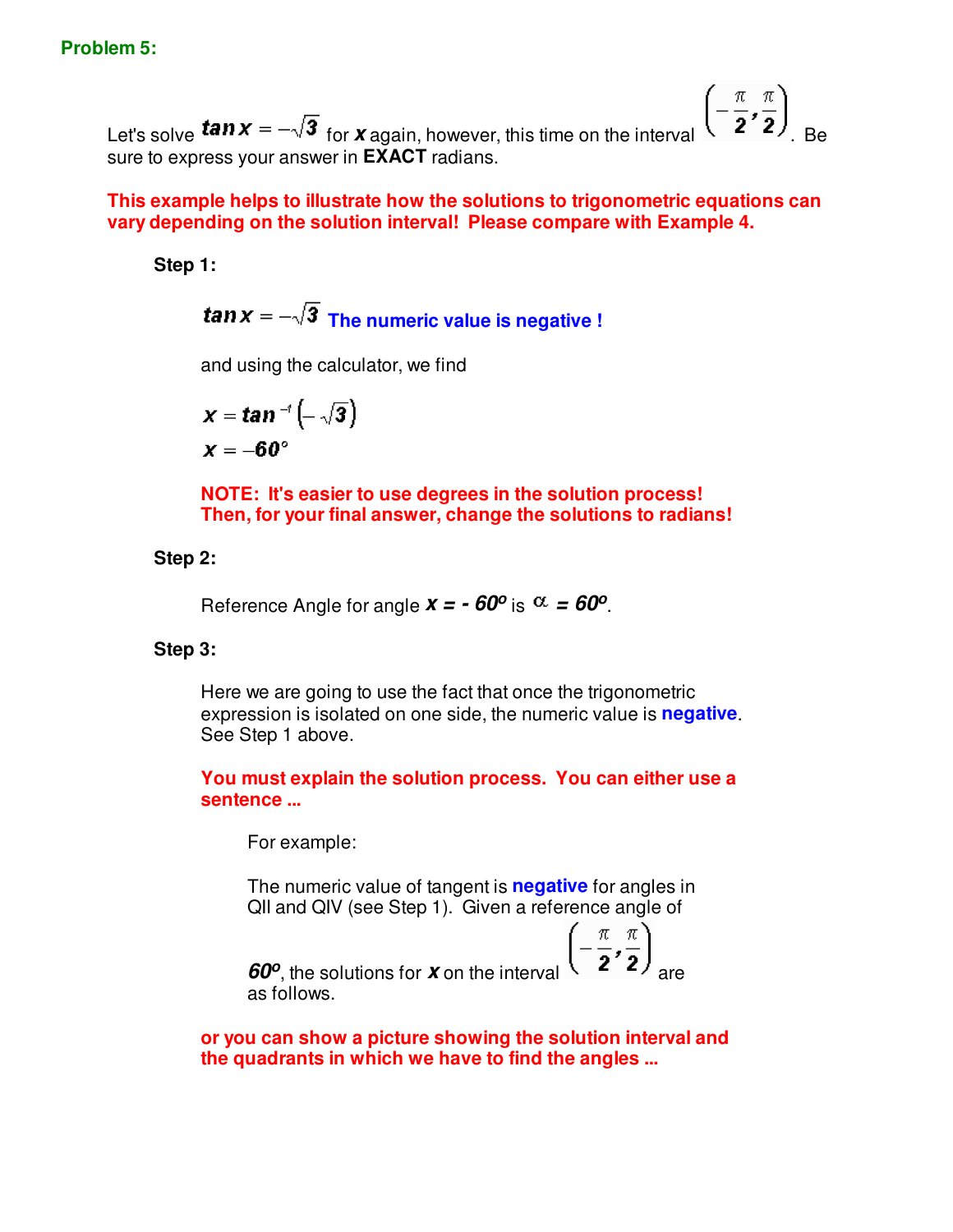**Problem 5:**

Let's solve $\tan x = -\sqrt{3}$ for $x$ again, however, this time on the interval $\left(-\frac{\pi}{2}, \frac{\pi}{2}\right)$. Be sure to express your answer in **EXACT** radians.

**This example helps to illustrate how the solutions to trigonometric equations can vary depending on the solution interval! Please compare with Example 4.**

**Step 1:**

$\tan x = -\sqrt{3}$ **The numeric value is negative !**

and using the calculator, we find

$$x = \tan^{-1}\left(-\sqrt{3}\right)$$
$$x = -60^{\circ}$$

**NOTE: It's easier to use degrees in the solution process! Then, for your final answer, change the solutions to radians!**

**Step 2:**

Reference Angle for angle $x = -60^{o}$ is $\alpha = 60^{o}$.

**Step 3:**

Here we are going to use the fact that once the trigonometric expression is isolated on one side, the numeric value is **negative**. See Step 1 above.

**You must explain the solution process. You can either use a sentence ...**

For example:

The numeric value of tangent is **negative** for angles in QII and QIV (see Step 1). Given a reference angle of $60^{o}$, the solutions for $x$ on the interval $\left(-\frac{\pi}{2}, \frac{\pi}{2}\right)$ are as follows.

**or you can show a picture showing the solution interval and the quadrants in which we have to find the angles ...**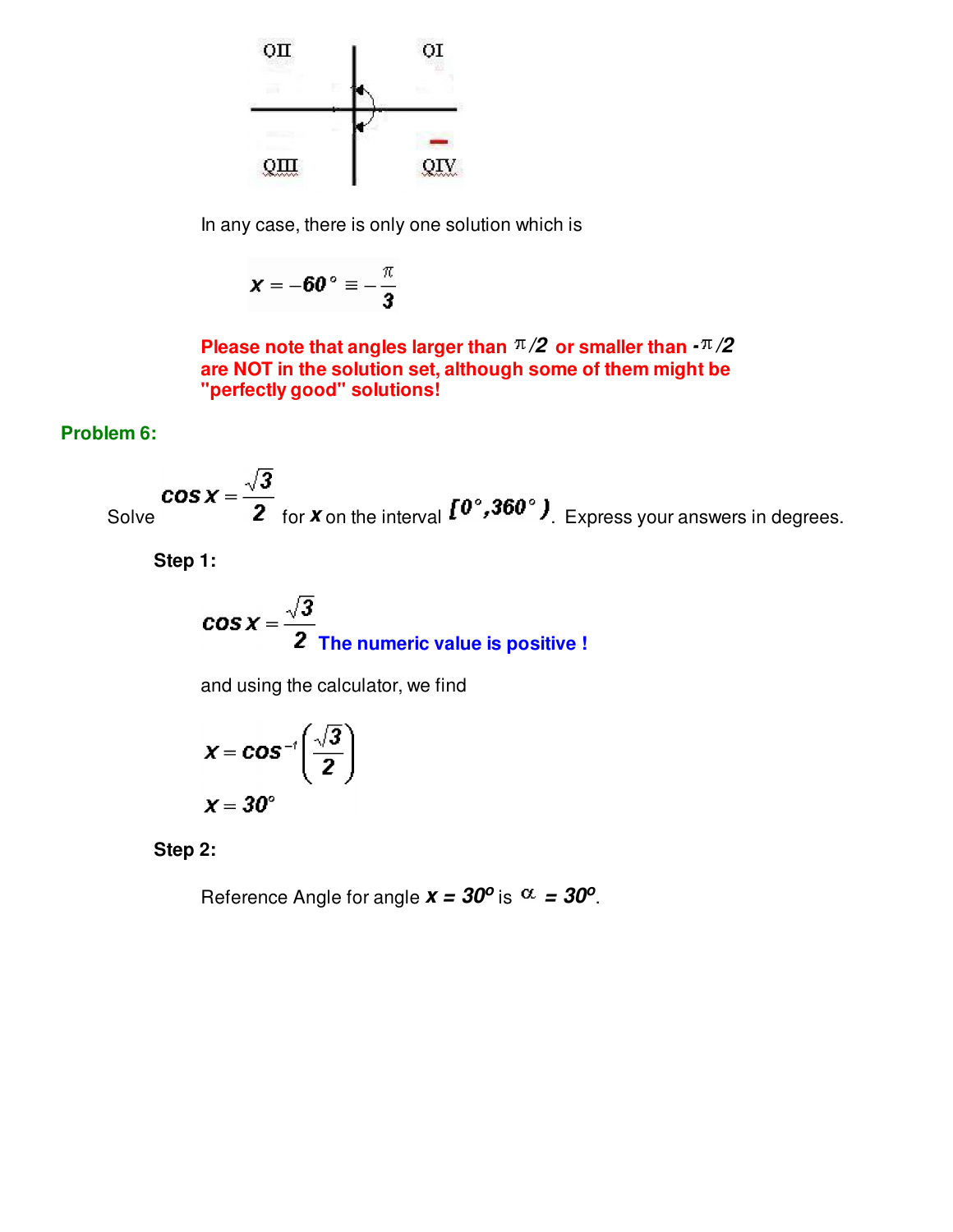In any case, there is only one solution which is

$$x = -60^\circ \equiv -\frac{\pi}{3}$$

**Please note that angles larger than $\pi/2$ or smaller than $-\pi/2$ are NOT in the solution set, although some of them might be "perfectly good" solutions!**

**Problem 6:**

Solve $\cos x = \frac{\sqrt{3}}{2}$ for $x$ on the interval $[0^\circ, 360^\circ)$. Express your answers in degrees.

**Step 1:**

$\cos x = \frac{\sqrt{3}}{2}$ **The numeric value is positive !**

and using the calculator, we find

$$x = \cos^{-1}\left(\frac{\sqrt{3}}{2}\right)$$

$$x = 30^\circ$$

**Step 2:**

Reference Angle for angle $x = 30^o$ is $\alpha = 30^o$.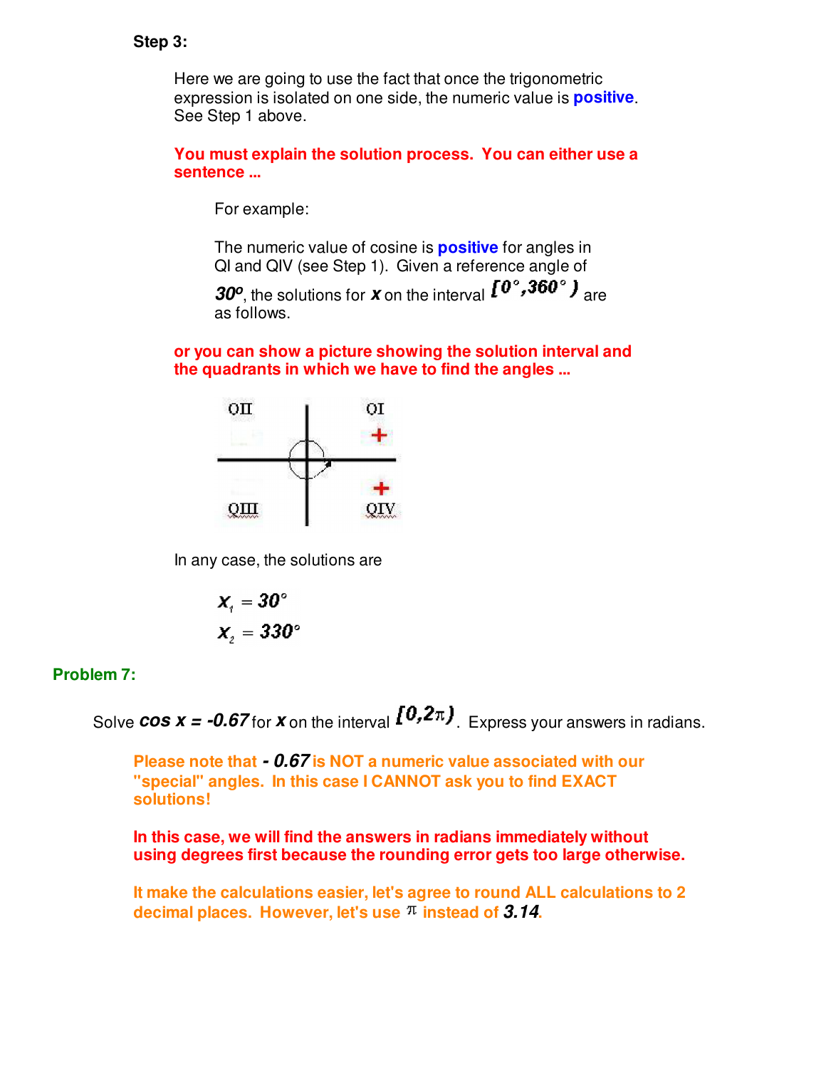**Step 3:**

Here we are going to use the fact that once the trigonometric expression is isolated on one side, the numeric value is **positive**. See Step 1 above.

**You must explain the solution process. You can either use a sentence ...**

For example:

The numeric value of cosine is **positive** for angles in QI and QIV (see Step 1). Given a reference angle of $30^o$, the solutions for $x$ on the interval $[0°, 360°)$ are as follows.

**or you can show a picture showing the solution interval and the quadrants in which we have to find the angles ...**

QII QI +

QIII QIV +

In any case, the solutions are

$$x_1 = 30°$$
$$x_2 = 330°$$

**Problem 7:**

Solve $\cos x = -0.67$ for $x$ on the interval $[0, 2\pi)$. Express your answers in radians.

**Please note that $-0.67$ is NOT a numeric value associated with our "special" angles. In this case I CANNOT ask you to find EXACT solutions!**

**In this case, we will find the answers in radians immediately without using degrees first because the rounding error gets too large otherwise.**

**It make the calculations easier, let's agree to round ALL calculations to 2 decimal places. However, let's use $\pi$ instead of $3.14$.**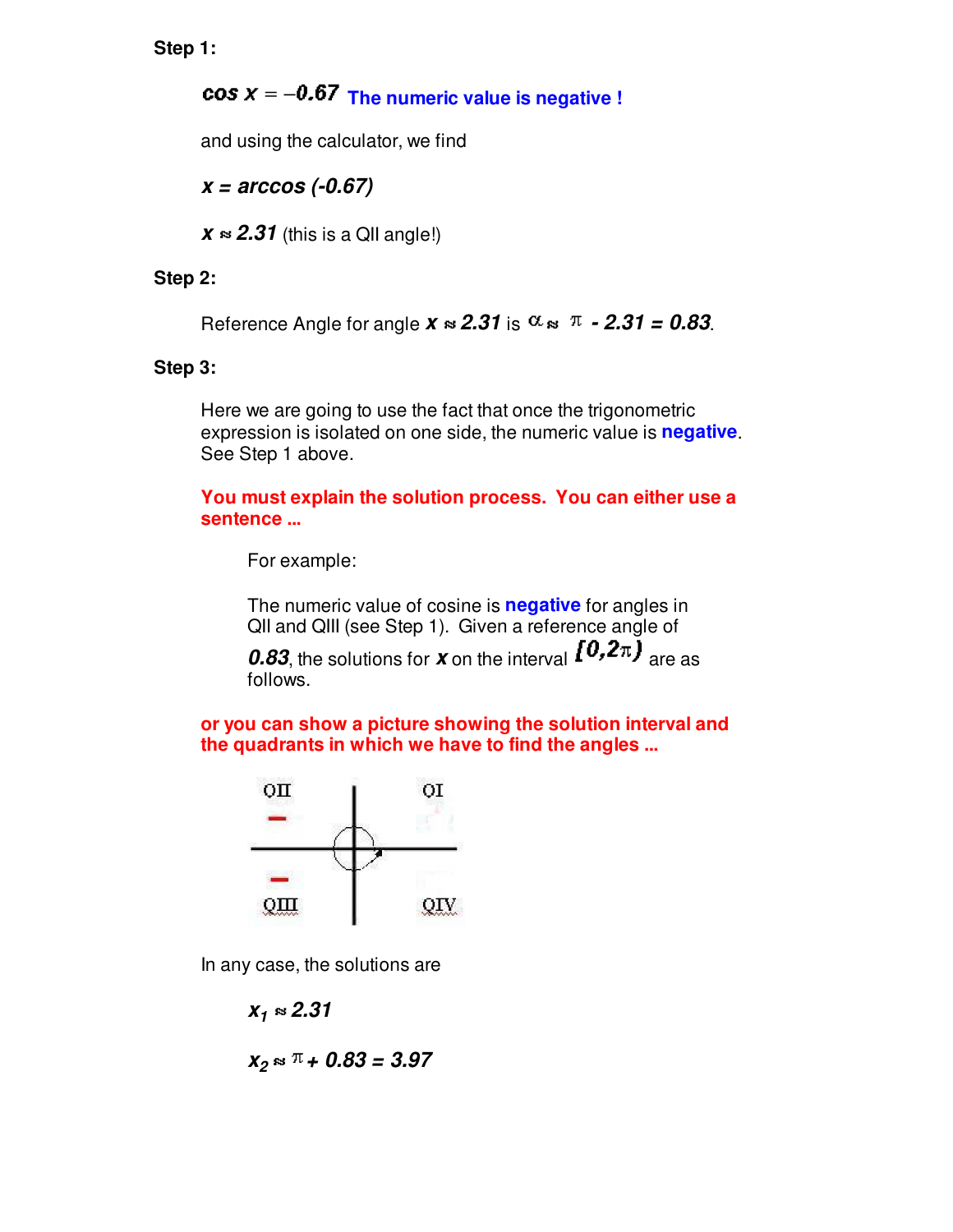**Step 1:**

$\cos x = -0.67$ **The numeric value is negative !**

and using the calculator, we find

$x = \arccos(-0.67)$

$x \approx 2.31$ (this is a QII angle!)

**Step 2:**

Reference Angle for angle $x \approx 2.31$ is $\alpha \approx \pi - 2.31 = 0.83$.

**Step 3:**

Here we are going to use the fact that once the trigonometric expression is isolated on one side, the numeric value is **negative**. See Step 1 above.

**You must explain the solution process. You can either use a sentence ...**

For example:

The numeric value of cosine is **negative** for angles in QII and QIII (see Step 1). Given a reference angle of $0.83$, the solutions for $x$ on the interval $[0,2\pi)$ are as follows.

**or you can show a picture showing the solution interval and the quadrants in which we have to find the angles ...**

QII –    QI

QIII –    QIV

In any case, the solutions are

$x_1 \approx 2.31$

$x_2 \approx \pi + 0.83 = 3.97$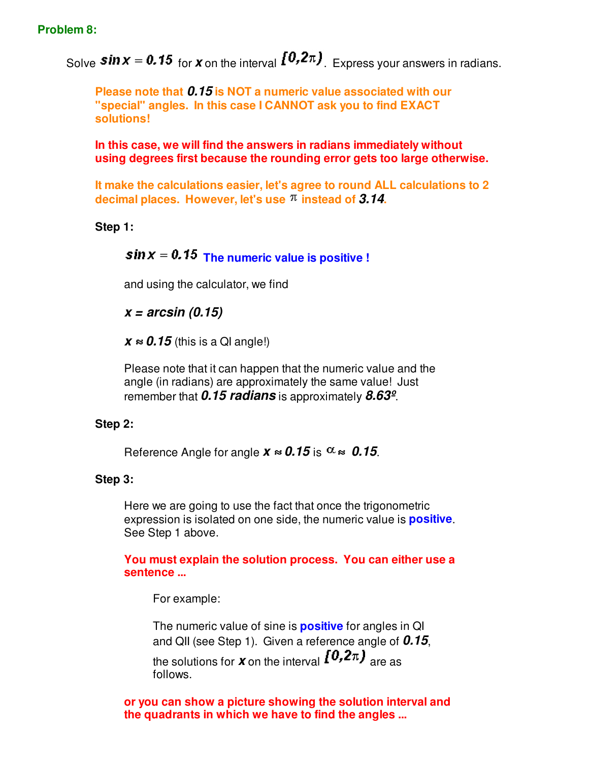**Problem 8:**

Solve $\sin x = 0.15$ for $x$ on the interval $[0,2\pi)$. Express your answers in radians.

**Please note that $0.15$ is NOT a numeric value associated with our "special" angles. In this case I CANNOT ask you to find EXACT solutions!**

**In this case, we will find the answers in radians immediately without using degrees first because the rounding error gets too large otherwise.**

**It make the calculations easier, let's agree to round ALL calculations to 2 decimal places. However, let's use $\pi$ instead of $3.14$.**

**Step 1:**

$\sin x = 0.15$ **The numeric value is positive !**

and using the calculator, we find

$x = \arcsin(0.15)$

$x \approx 0.15$ (this is a QI angle!)

Please note that it can happen that the numeric value and the angle (in radians) are approximately the same value! Just remember that **0.15 radians** is approximately $8.63^{\circ}$.

**Step 2:**

Reference Angle for angle $x \approx 0.15$ is $\alpha \approx 0.15$.

**Step 3:**

Here we are going to use the fact that once the trigonometric expression is isolated on one side, the numeric value is **positive**. See Step 1 above.

**You must explain the solution process. You can either use a sentence ...**

For example:

The numeric value of sine is **positive** for angles in QI and QII (see Step 1). Given a reference angle of $0.15$, the solutions for $x$ on the interval $[0,2\pi)$ are as follows.

**or you can show a picture showing the solution interval and the quadrants in which we have to find the angles ...**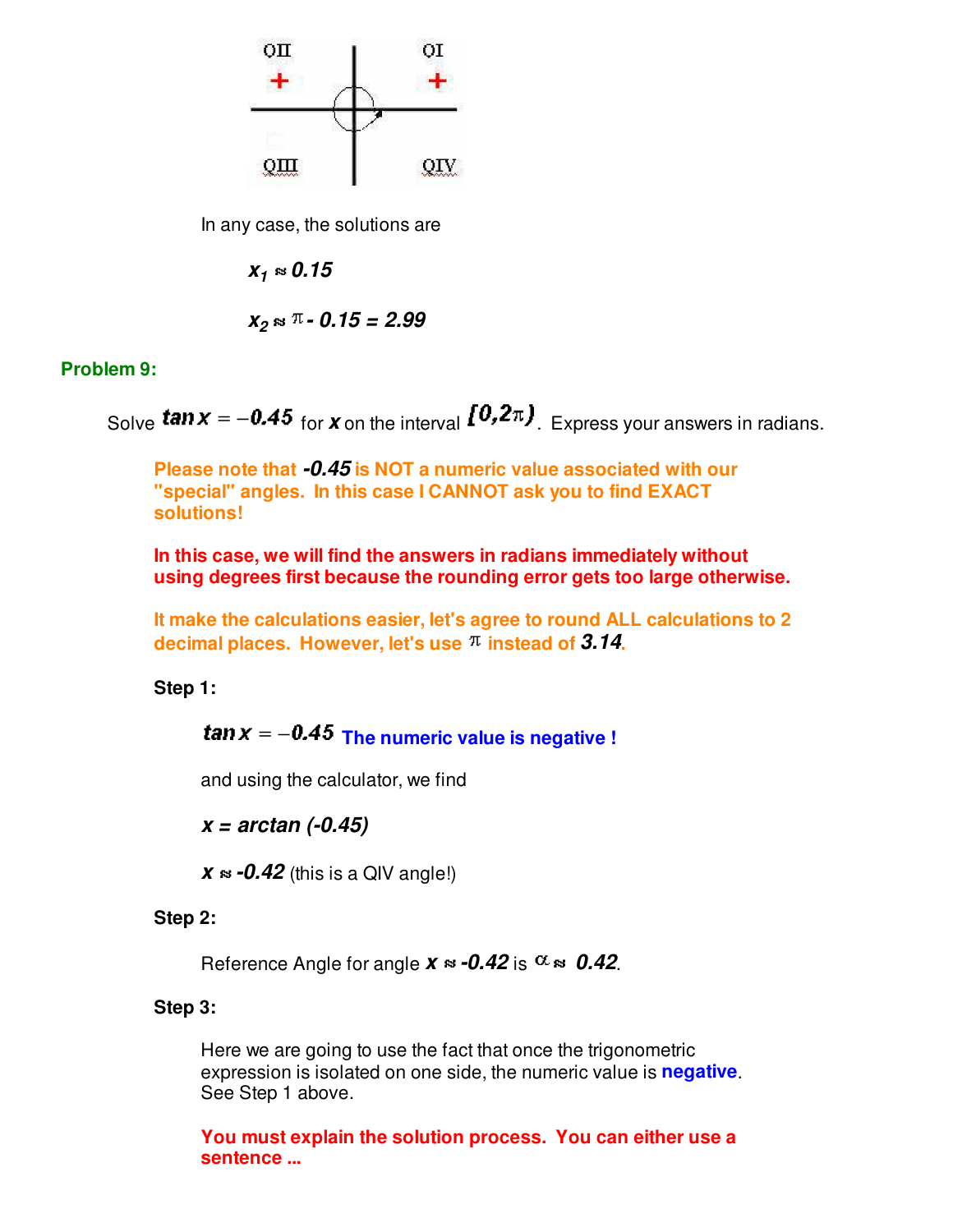QII QI

\+ \+

QIII QIV

In any case, the solutions are

$x_1 \approx 0.15$

$x_2 \approx \pi - 0.15 = 2.99$

**Problem 9:**

Solve $\tan x = -0.45$ for $x$ on the interval $[0,2\pi)$. Express your answers in radians.

**Please note that $-0.45$ is NOT a numeric value associated with our "special" angles. In this case I CANNOT ask you to find EXACT solutions!**

**In this case, we will find the answers in radians immediately without using degrees first because the rounding error gets too large otherwise.**

**It make the calculations easier, let's agree to round ALL calculations to 2 decimal places. However, let's use $\pi$ instead of $3.14$.**

**Step 1:**

$\tan x = -0.45$ **The numeric value is negative !**

and using the calculator, we find

$x = \arctan(-0.45)$

$x \approx -0.42$ (this is a QIV angle!)

**Step 2:**

Reference Angle for angle $x \approx -0.42$ is $\alpha \approx 0.42$.

**Step 3:**

Here we are going to use the fact that once the trigonometric expression is isolated on one side, the numeric value is **negative**. See Step 1 above.

**You must explain the solution process. You can either use a sentence ...**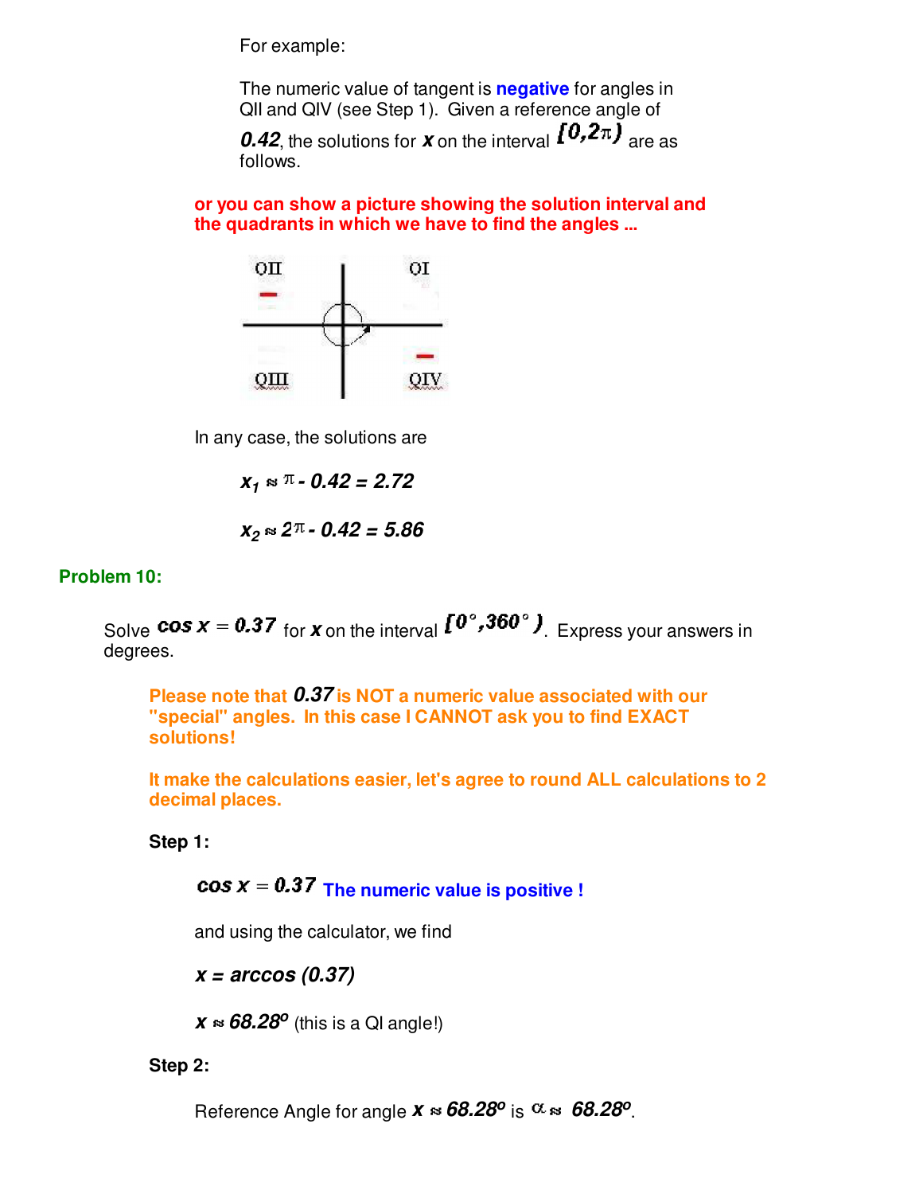For example:

The numeric value of tangent is **negative** for angles in QII and QIV (see Step 1). Given a reference angle of ***0.42***, the solutions for ***x*** on the interval $[0, 2\pi)$ are as follows.

**or you can show a picture showing the solution interval and the quadrants in which we have to find the angles ...**

In any case, the solutions are

$$x_1 \approx \pi - 0.42 = 2.72$$

$$x_2 \approx 2\pi - 0.42 = 5.86$$

## Problem 10:

Solve $\cos x = 0.37$ for $x$ on the interval $[0^\circ, 360^\circ)$. Express your answers in degrees.

**Please note that *0.37* is NOT a numeric value associated with our "special" angles. In this case I CANNOT ask you to find EXACT solutions!**

**It make the calculations easier, let's agree to round ALL calculations to 2 decimal places.**

**Step 1:**

$\cos x = 0.37$ **The numeric value is positive !**

and using the calculator, we find

$$x = \arccos(0.37)$$

$$x \approx 68.28^o$$ (this is a QI angle!)

**Step 2:**

Reference Angle for angle $x \approx 68.28^o$ is $\alpha \approx 68.28^o$.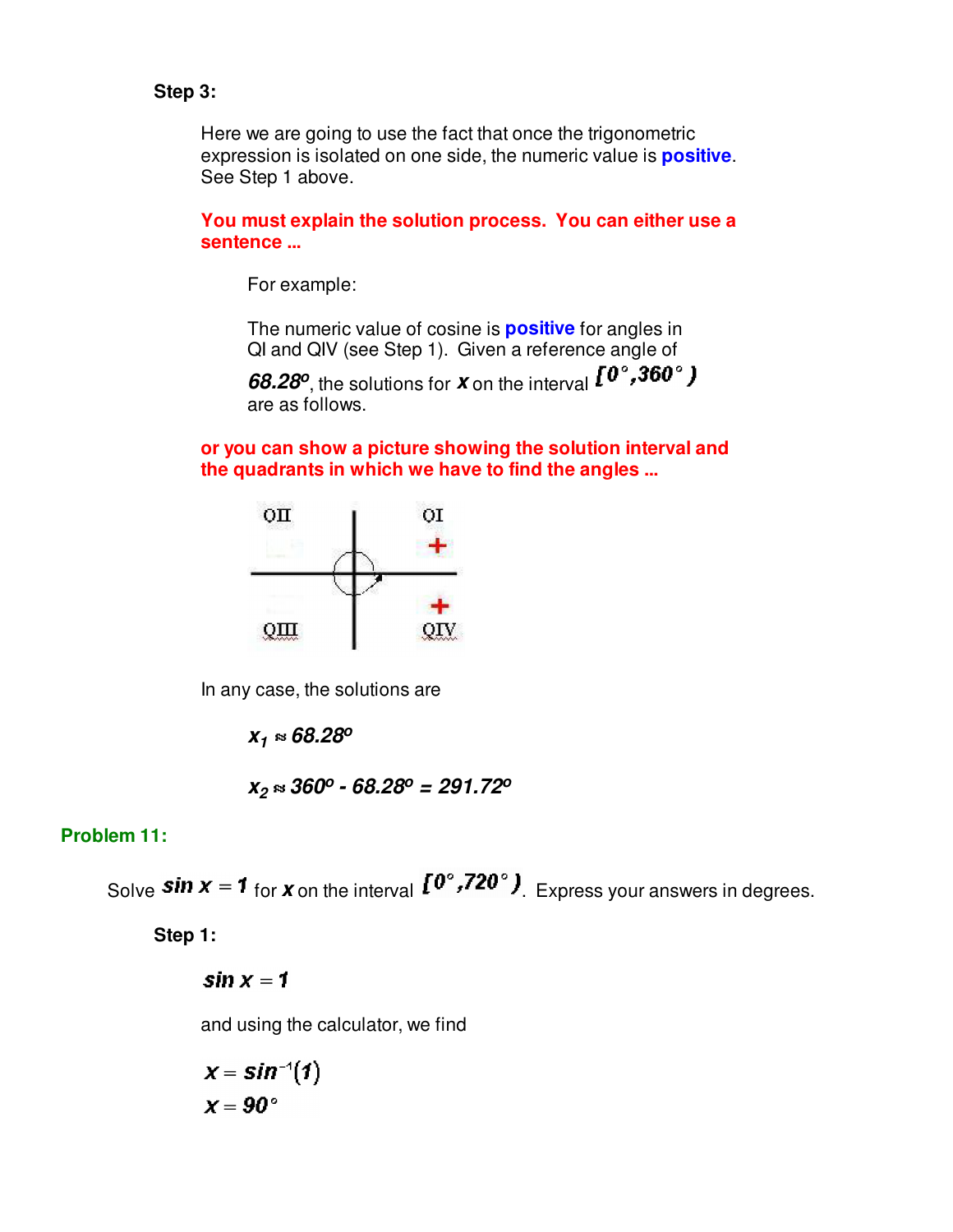**Step 3:**

Here we are going to use the fact that once the trigonometric expression is isolated on one side, the numeric value is **positive**. See Step 1 above.

**You must explain the solution process. You can either use a sentence ...**

For example:

The numeric value of cosine is **positive** for angles in QI and QIV (see Step 1). Given a reference angle of $68.28^o$, the solutions for $x$ on the interval $[0°, 360°)$ are as follows.

**or you can show a picture showing the solution interval and the quadrants in which we have to find the angles ...**

In any case, the solutions are

$$x_1 \approx 68.28^o$$

$$x_2 \approx 360^o - 68.28^o = 291.72^o$$

**Problem 11:**

Solve $\sin x = 1$ for $x$ on the interval $[0°, 720°)$. Express your answers in degrees.

**Step 1:**

$$\sin x = 1$$

and using the calculator, we find

$$x = \sin^{-1}(1)$$
$$x = 90°$$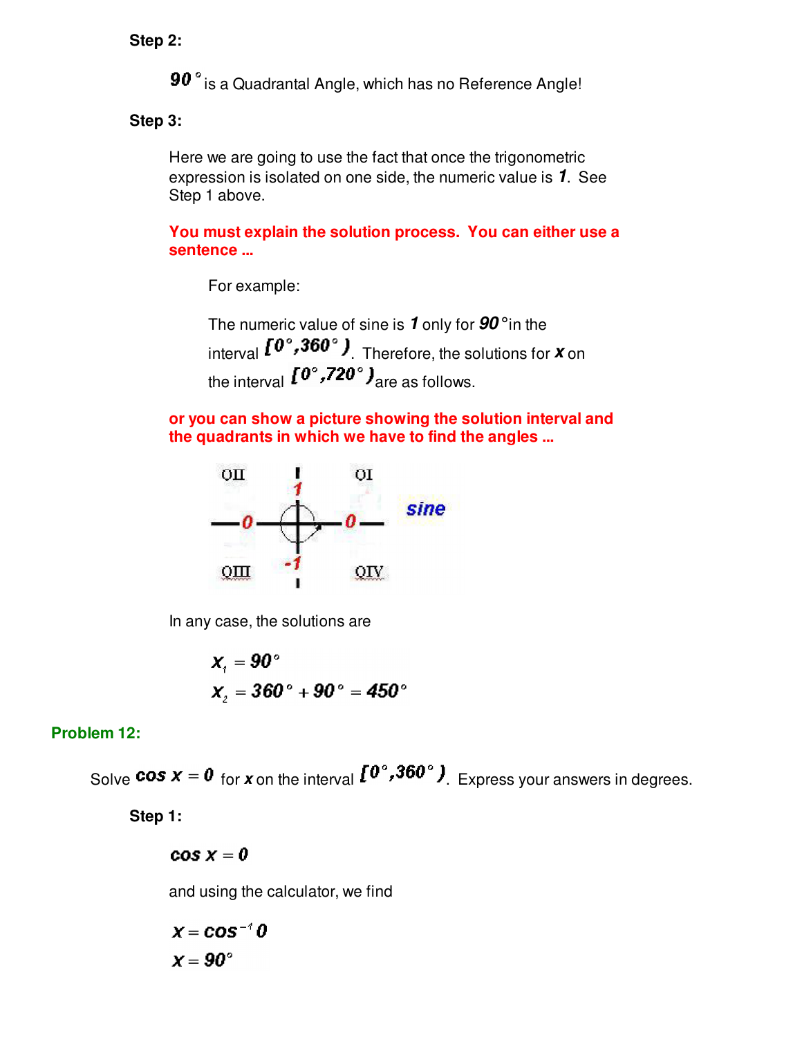**Step 2:**

$90°$ is a Quadrantal Angle, which has no Reference Angle!

**Step 3:**

Here we are going to use the fact that once the trigonometric expression is isolated on one side, the numeric value is $1$. See Step 1 above.

**You must explain the solution process. You can either use a sentence ...**

For example:

The numeric value of sine is $1$ only for $90°$ in the interval $[0°, 360°)$. Therefore, the solutions for $x$ on the interval $[0°, 720°)$ are as follows.

**or you can show a picture showing the solution interval and the quadrants in which we have to find the angles ...**

In any case, the solutions are

$$x_1 = 90°$$
$$x_2 = 360° + 90° = 450°$$

## Problem 12:

Solve $\cos x = 0$ for $x$ on the interval $[0°, 360°)$. Express your answers in degrees.

**Step 1:**

$$\cos x = 0$$

and using the calculator, we find

$$x = \cos^{-1} 0$$
$$x = 90°$$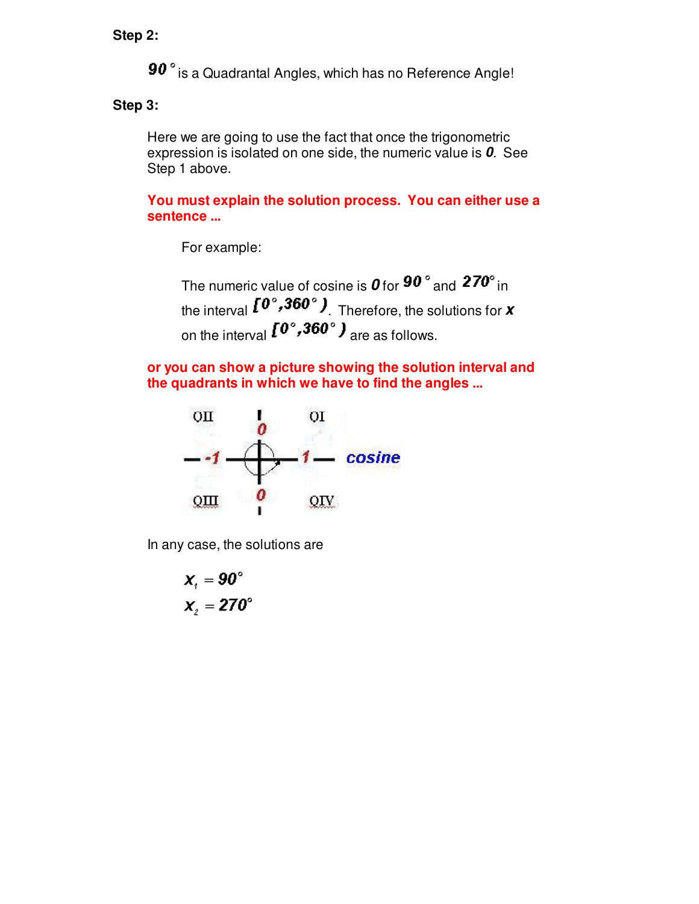**Step 2:**

$90^\circ$ is a Quadrantal Angles, which has no Reference Angle!

**Step 3:**

Here we are going to use the fact that once the trigonometric expression is isolated on one side, the numeric value is $0$. See Step 1 above.

**You must explain the solution process. You can either use a sentence ...**

For example:

The numeric value of cosine is $0$ for $90^\circ$ and $270^\circ$ in the interval $[0^\circ, 360^\circ)$. Therefore, the solutions for $x$ on the interval $[0^\circ, 360^\circ)$ are as follows.

**or you can show a picture showing the solution interval and the quadrants in which we have to find the angles ...**

QII

QI

0

-1

1

cosine

0

QIII

QIV

In any case, the solutions are

$$x_1 = 90^\circ$$
$$x_2 = 270^\circ$$